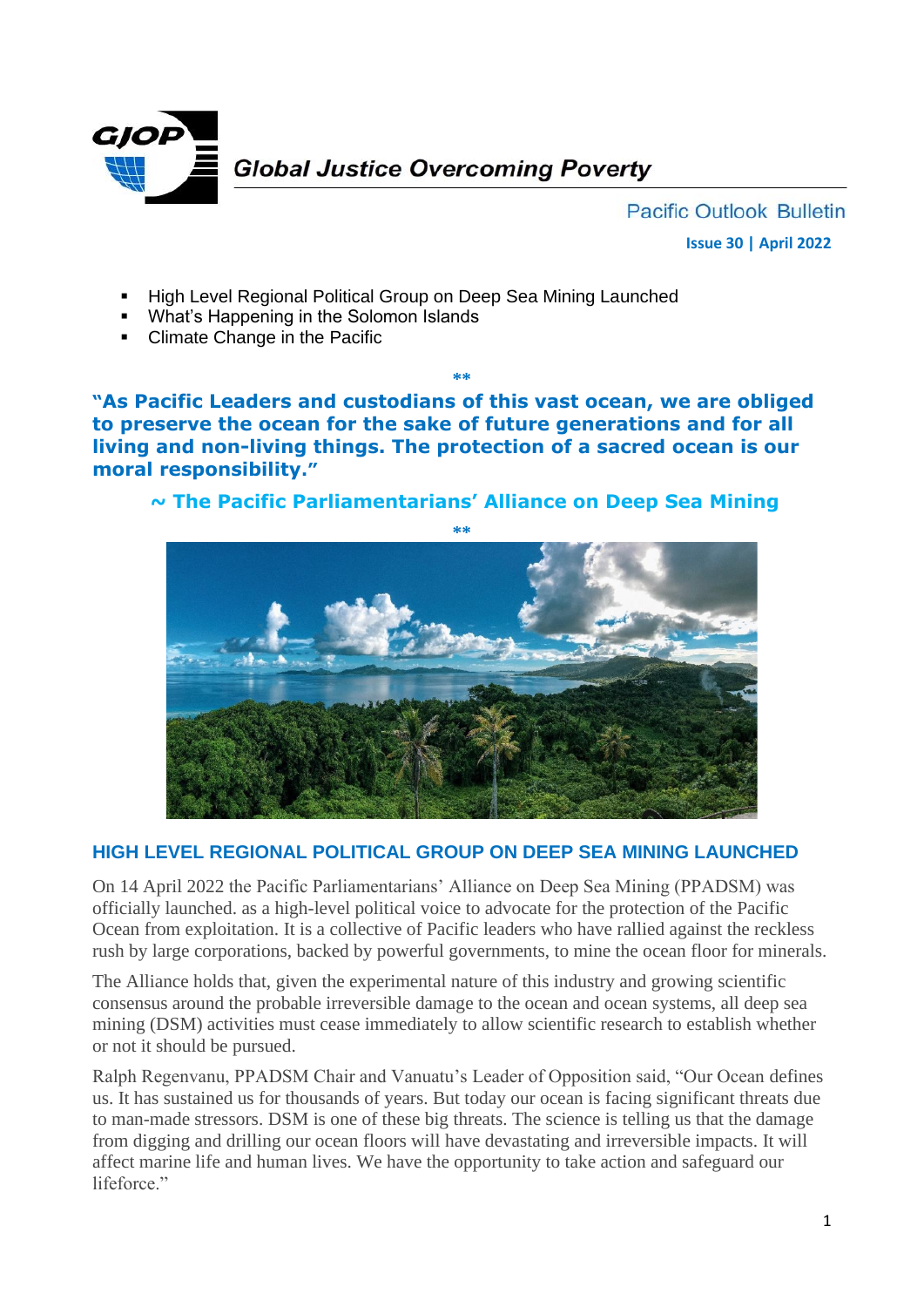# Global Justice Overcoming Poverty

Pacific Outlook Bulletin

**Issue 30 | April 2022**

- High Level Regional Political Group on Deep Sea Mining Launched
- What's Happening in the Solomon Islands
- Climate Change in the Pacific

**

**"As Pacific Leaders and custodians of this vast ocean, we are obliged to preserve the ocean for the sake of future generations and for all living and non-living things. The protection of a sacred ocean is our moral responsibility."**

**~ The Pacific Parliamentarians' Alliance on Deep Sea Mining**

**

## HIGH LEVEL REGIONAL POLITICAL GROUP ON DEEP SEA MINING LAUNCHED

On 14 April 2022 the Pacific Parliamentarians' Alliance on Deep Sea Mining (PPADSM) was officially launched. as a high-level political voice to advocate for the protection of the Pacific Ocean from exploitation. It is a collective of Pacific leaders who have rallied against the reckless rush by large corporations, backed by powerful governments, to mine the ocean floor for minerals.

The Alliance holds that, given the experimental nature of this industry and growing scientific consensus around the probable irreversible damage to the ocean and ocean systems, all deep sea mining (DSM) activities must cease immediately to allow scientific research to establish whether or not it should be pursued.

Ralph Regenvanu, PPADSM Chair and Vanuatu's Leader of Opposition said, "Our Ocean defines us. It has sustained us for thousands of years. But today our ocean is facing significant threats due to man-made stressors. DSM is one of these big threats. The science is telling us that the damage from digging and drilling our ocean floors will have devastating and irreversible impacts. It will affect marine life and human lives. We have the opportunity to take action and safeguard our lifeforce."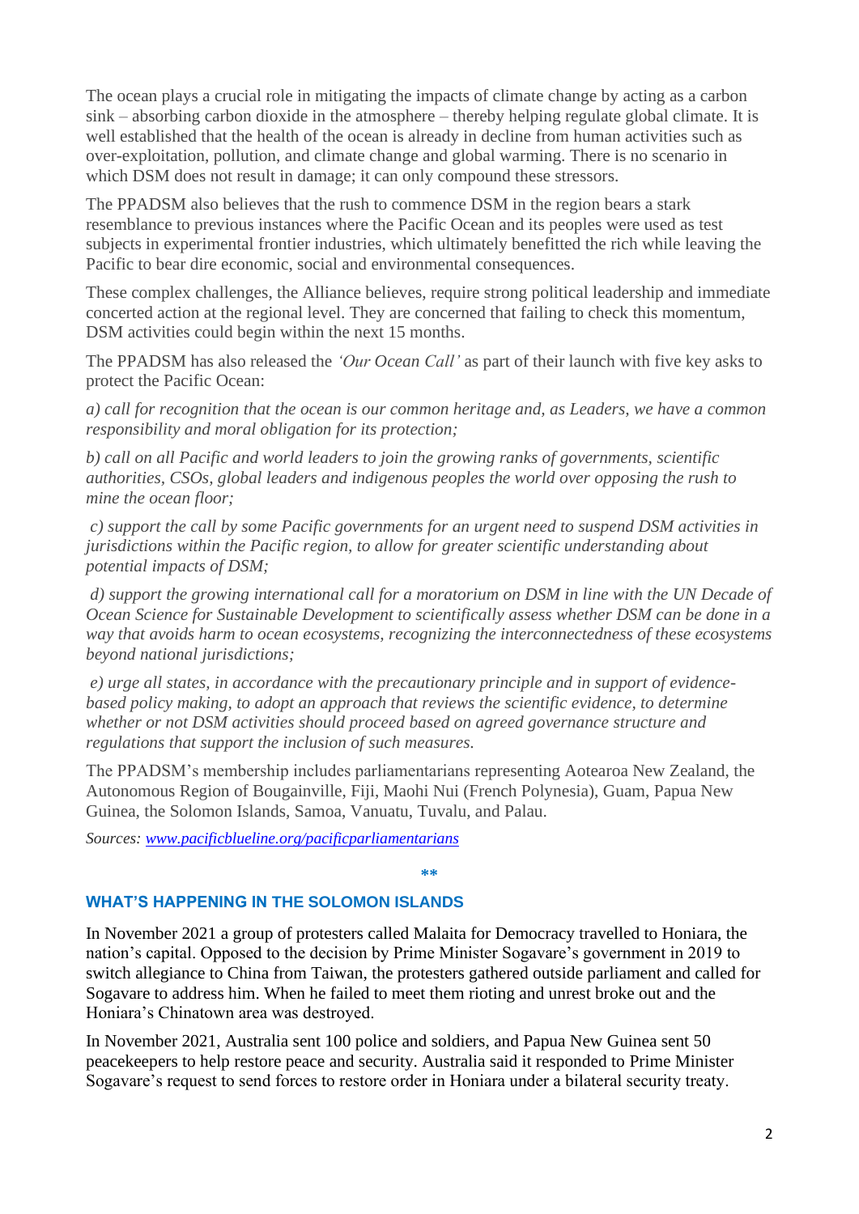The ocean plays a crucial role in mitigating the impacts of climate change by acting as a carbon sink – absorbing carbon dioxide in the atmosphere – thereby helping regulate global climate. It is well established that the health of the ocean is already in decline from human activities such as over-exploitation, pollution, and climate change and global warming. There is no scenario in which DSM does not result in damage; it can only compound these stressors.

The PPADSM also believes that the rush to commence DSM in the region bears a stark resemblance to previous instances where the Pacific Ocean and its peoples were used as test subjects in experimental frontier industries, which ultimately benefitted the rich while leaving the Pacific to bear dire economic, social and environmental consequences.

These complex challenges, the Alliance believes, require strong political leadership and immediate concerted action at the regional level. They are concerned that failing to check this momentum, DSM activities could begin within the next 15 months.

The PPADSM has also released the *'Our Ocean Call'* as part of their launch with five key asks to protect the Pacific Ocean:

*a) call for recognition that the ocean is our common heritage and, as Leaders, we have a common responsibility and moral obligation for its protection;*

*b) call on all Pacific and world leaders to join the growing ranks of governments, scientific authorities, CSOs, global leaders and indigenous peoples the world over opposing the rush to mine the ocean floor;*

*c) support the call by some Pacific governments for an urgent need to suspend DSM activities in jurisdictions within the Pacific region, to allow for greater scientific understanding about potential impacts of DSM;*

*d) support the growing international call for a moratorium on DSM in line with the UN Decade of Ocean Science for Sustainable Development to scientifically assess whether DSM can be done in a way that avoids harm to ocean ecosystems, recognizing the interconnectedness of these ecosystems beyond national jurisdictions;*

*e) urge all states, in accordance with the precautionary principle and in support of evidence-based policy making, to adopt an approach that reviews the scientific evidence, to determine whether or not DSM activities should proceed based on agreed governance structure and regulations that support the inclusion of such measures.*

The PPADSM's membership includes parliamentarians representing Aotearoa New Zealand, the Autonomous Region of Bougainville, Fiji, Maohi Nui (French Polynesia), Guam, Papua New Guinea, the Solomon Islands, Samoa, Vanuatu, Tuvalu, and Palau.

*Sources: [www.pacificblueline.org/pacificparliamentarians](http://www.pacificblueline.org/pacificparliamentarians)*

**

## WHAT'S HAPPENING IN THE SOLOMON ISLANDS

In November 2021 a group of protesters called Malaita for Democracy travelled to Honiara, the nation's capital. Opposed to the decision by Prime Minister Sogavare's government in 2019 to switch allegiance to China from Taiwan, the protesters gathered outside parliament and called for Sogavare to address him. When he failed to meet them rioting and unrest broke out and the Honiara's Chinatown area was destroyed.

In November 2021, Australia sent 100 police and soldiers, and Papua New Guinea sent 50 peacekeepers to help restore peace and security. Australia said it responded to Prime Minister Sogavare's request to send forces to restore order in Honiara under a bilateral security treaty.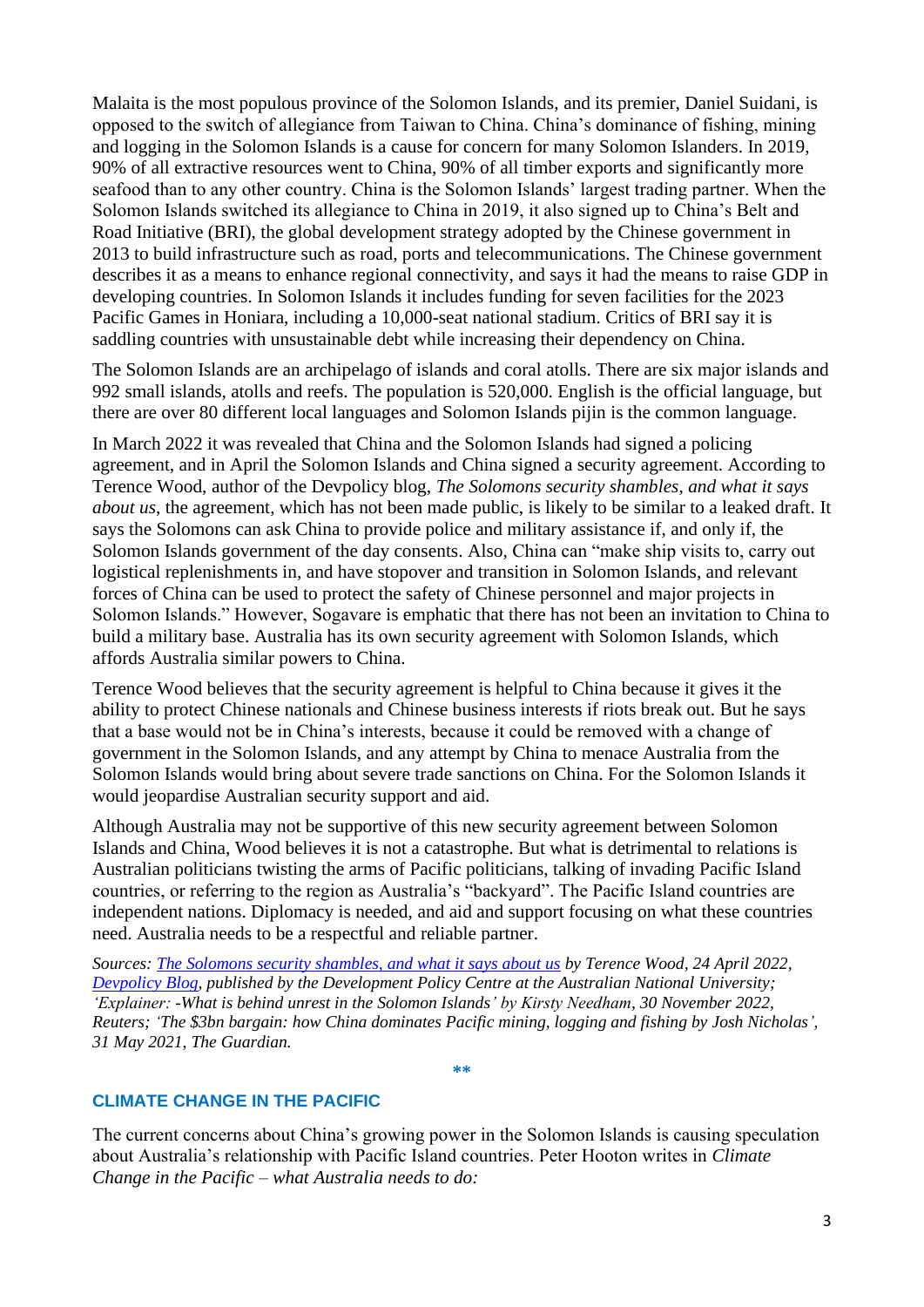Malaita is the most populous province of the Solomon Islands, and its premier, Daniel Suidani, is opposed to the switch of allegiance from Taiwan to China. China's dominance of fishing, mining and logging in the Solomon Islands is a cause for concern for many Solomon Islanders. In 2019, 90% of all extractive resources went to China, 90% of all timber exports and significantly more seafood than to any other country. China is the Solomon Islands' largest trading partner. When the Solomon Islands switched its allegiance to China in 2019, it also signed up to China's Belt and Road Initiative (BRI), the global development strategy adopted by the Chinese government in 2013 to build infrastructure such as road, ports and telecommunications. The Chinese government describes it as a means to enhance regional connectivity, and says it had the means to raise GDP in developing countries. In Solomon Islands it includes funding for seven facilities for the 2023 Pacific Games in Honiara, including a 10,000-seat national stadium. Critics of BRI say it is saddling countries with unsustainable debt while increasing their dependency on China.

The Solomon Islands are an archipelago of islands and coral atolls. There are six major islands and 992 small islands, atolls and reefs. The population is 520,000. English is the official language, but there are over 80 different local languages and Solomon Islands pijin is the common language.

In March 2022 it was revealed that China and the Solomon Islands had signed a policing agreement, and in April the Solomon Islands and China signed a security agreement. According to Terence Wood, author of the Devpolicy blog, *The Solomons security shambles, and what it says about us*, the agreement, which has not been made public, is likely to be similar to a leaked draft. It says the Solomons can ask China to provide police and military assistance if, and only if, the Solomon Islands government of the day consents. Also, China can "make ship visits to, carry out logistical replenishments in, and have stopover and transition in Solomon Islands, and relevant forces of China can be used to protect the safety of Chinese personnel and major projects in Solomon Islands." However, Sogavare is emphatic that there has not been an invitation to China to build a military base. Australia has its own security agreement with Solomon Islands, which affords Australia similar powers to China.

Terence Wood believes that the security agreement is helpful to China because it gives it the ability to protect Chinese nationals and Chinese business interests if riots break out. But he says that a base would not be in China's interests, because it could be removed with a change of government in the Solomon Islands, and any attempt by China to menace Australia from the Solomon Islands would bring about severe trade sanctions on China. For the Solomon Islands it would jeopardise Australian security support and aid.

Although Australia may not be supportive of this new security agreement between Solomon Islands and China, Wood believes it is not a catastrophe. But what is detrimental to relations is Australian politicians twisting the arms of Pacific politicians, talking of invading Pacific Island countries, or referring to the region as Australia's "backyard". The Pacific Island countries are independent nations. Diplomacy is needed, and aid and support focusing on what these countries need. Australia needs to be a respectful and reliable partner.

*Sources: The Solomons security shambles, and what it says about us by Terence Wood, 24 April 2022, Devpolicy Blog, published by the Development Policy Centre at the Australian National University; 'Explainer: -What is behind unrest in the Solomon Islands' by Kirsty Needham, 30 November 2022, Reuters; 'The $3bn bargain: how China dominates Pacific mining, logging and fishing by Josh Nicholas', 31 May 2021, The Guardian.*

**

## CLIMATE CHANGE IN THE PACIFIC

The current concerns about China's growing power in the Solomon Islands is causing speculation about Australia's relationship with Pacific Island countries. Peter Hooton writes in *Climate Change in the Pacific – what Australia needs to do:*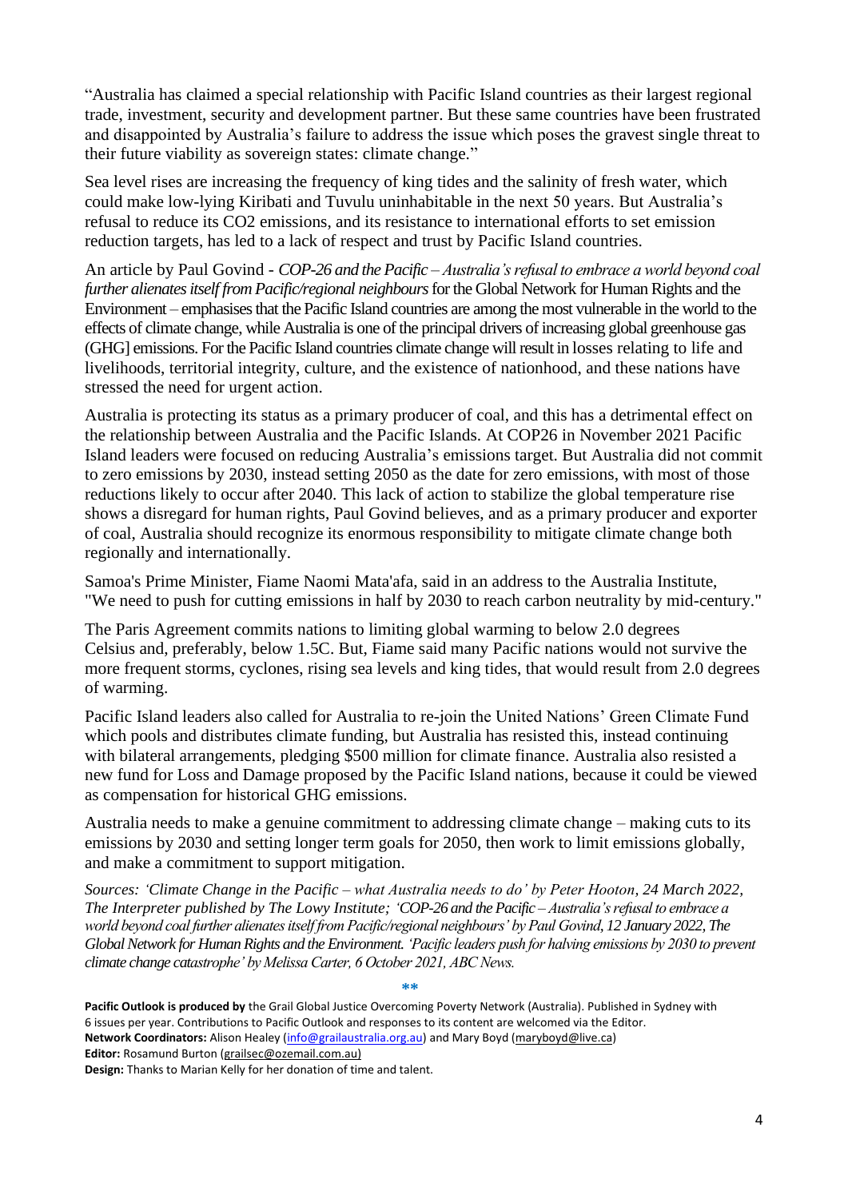"Australia has claimed a special relationship with Pacific Island countries as their largest regional trade, investment, security and development partner. But these same countries have been frustrated and disappointed by Australia's failure to address the issue which poses the gravest single threat to their future viability as sovereign states: climate change."

Sea level rises are increasing the frequency of king tides and the salinity of fresh water, which could make low-lying Kiribati and Tuvulu uninhabitable in the next 50 years. But Australia's refusal to reduce its CO2 emissions, and its resistance to international efforts to set emission reduction targets, has led to a lack of respect and trust by Pacific Island countries.

An article by Paul Govind - *COP-26 and the Pacific – Australia's refusal to embrace a world beyond coal further alienates itself from Pacific/regional neighbours* for the Global Network for Human Rights and the Environment – emphasises that the Pacific Island countries are among the most vulnerable in the world to the effects of climate change, while Australia is one of the principal drivers of increasing global greenhouse gas (GHG] emissions. For the Pacific Island countries climate change will result in losses relating to life and livelihoods, territorial integrity, culture, and the existence of nationhood, and these nations have stressed the need for urgent action.

Australia is protecting its status as a primary producer of coal, and this has a detrimental effect on the relationship between Australia and the Pacific Islands. At COP26 in November 2021 Pacific Island leaders were focused on reducing Australia's emissions target. But Australia did not commit to zero emissions by 2030, instead setting 2050 as the date for zero emissions, with most of those reductions likely to occur after 2040. This lack of action to stabilize the global temperature rise shows a disregard for human rights, Paul Govind believes, and as a primary producer and exporter of coal, Australia should recognize its enormous responsibility to mitigate climate change both regionally and internationally.

Samoa's Prime Minister, Fiame Naomi Mata'afa, said in an address to the Australia Institute, "We need to push for cutting emissions in half by 2030 to reach carbon neutrality by mid-century."

The Paris Agreement commits nations to limiting global warming to below 2.0 degrees Celsius and, preferably, below 1.5C. But, Fiame said many Pacific nations would not survive the more frequent storms, cyclones, rising sea levels and king tides, that would result from 2.0 degrees of warming.

Pacific Island leaders also called for Australia to re-join the United Nations' Green Climate Fund which pools and distributes climate funding, but Australia has resisted this, instead continuing with bilateral arrangements, pledging $500 million for climate finance. Australia also resisted a new fund for Loss and Damage proposed by the Pacific Island nations, because it could be viewed as compensation for historical GHG emissions.

Australia needs to make a genuine commitment to addressing climate change – making cuts to its emissions by 2030 and setting longer term goals for 2050, then work to limit emissions globally, and make a commitment to support mitigation.

*Sources: 'Climate Change in the Pacific – what Australia needs to do' by Peter Hooton, 24 March 2022, The Interpreter published by The Lowy Institute; 'COP-26 and the Pacific – Australia's refusal to embrace a world beyond coal further alienates itself from Pacific/regional neighbours' by Paul Govind, 12 January 2022, The Global Network for Human Rights and the Environment. 'Pacific leaders push for halving emissions by 2030 to prevent climate change catastrophe' by Melissa Carter, 6 October 2021, ABC News.*

**

**Pacific Outlook is produced by** the Grail Global Justice Overcoming Poverty Network (Australia). Published in Sydney with 6 issues per year. Contributions to Pacific Outlook and responses to its content are welcomed via the Editor.
**Network Coordinators:** Alison Healey (info@grailaustralia.org.au) and Mary Boyd (maryboyd@live.ca)
**Editor:** Rosamund Burton (grailsec@ozemail.com.au)
**Design:** Thanks to Marian Kelly for her donation of time and talent.